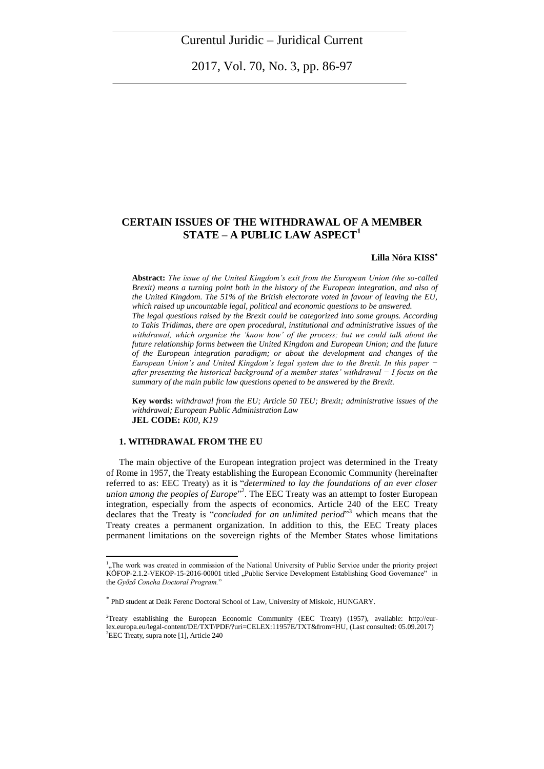# CERTAIN ISSUES OF THE WITHDRAWAL OF A MEMBER STATE – A PUBLIC LAW ASPECT[1]

**Lilla Nóra KISS**[*]

**Abstract:** *The issue of the United Kingdom's exit from the European Union (the so-called Brexit) means a turning point both in the history of the European integration, and also of the United Kingdom. The 51% of the British electorate voted in favour of leaving the EU, which raised up uncountable legal, political and economic questions to be answered.*
*The legal questions raised by the Brexit could be categorized into some groups. According to Takis Tridimas, there are open procedural, institutional and administrative issues of the withdrawal, which organize the 'know how' of the process; but we could talk about the future relationship forms between the United Kingdom and European Union; and the future of the European integration paradigm; or about the development and changes of the European Union's and United Kingdom's legal system due to the Brexit. In this paper − after presenting the historical background of a member states' withdrawal − I focus on the summary of the main public law questions opened to be answered by the Brexit.*

**Key words:** *withdrawal from the EU; Article 50 TEU; Brexit; administrative issues of the withdrawal; European Public Administration Law*
**JEL CODE:** *K00, K19*

## 1. WITHDRAWAL FROM THE EU

The main objective of the European integration project was determined in the Treaty of Rome in 1957, the Treaty establishing the European Economic Community (hereinafter referred to as: EEC Treaty) as it is "*determined to lay the foundations of an ever closer union among the peoples of Europe*"[2]. The EEC Treaty was an attempt to foster European integration, especially from the aspects of economics. Article 240 of the EEC Treaty declares that the Treaty is "*concluded for an unlimited period*"[3] which means that the Treaty creates a permanent organization. In addition to this, the EEC Treaty places permanent limitations on the sovereign rights of the Member States whose limitations

---

[1] „The work was created in commission of the National University of Public Service under the priority project KÖFOP-2.1.2-VEKOP-15-2016-00001 titled „Public Service Development Establishing Good Governance" in the *Győző Concha Doctoral Program.*"

[*] PhD student at Deák Ferenc Doctoral School of Law, University of Miskolc, HUNGARY.

[2] Treaty establishing the European Economic Community (EEC Treaty) (1957), available: http://eur-lex.europa.eu/legal-content/DE/TXT/PDF/?uri=CELEX:11957E/TXT&from=HU, (Last consulted: 05.09.2017)

[3] EEC Treaty, supra note [1], Article 240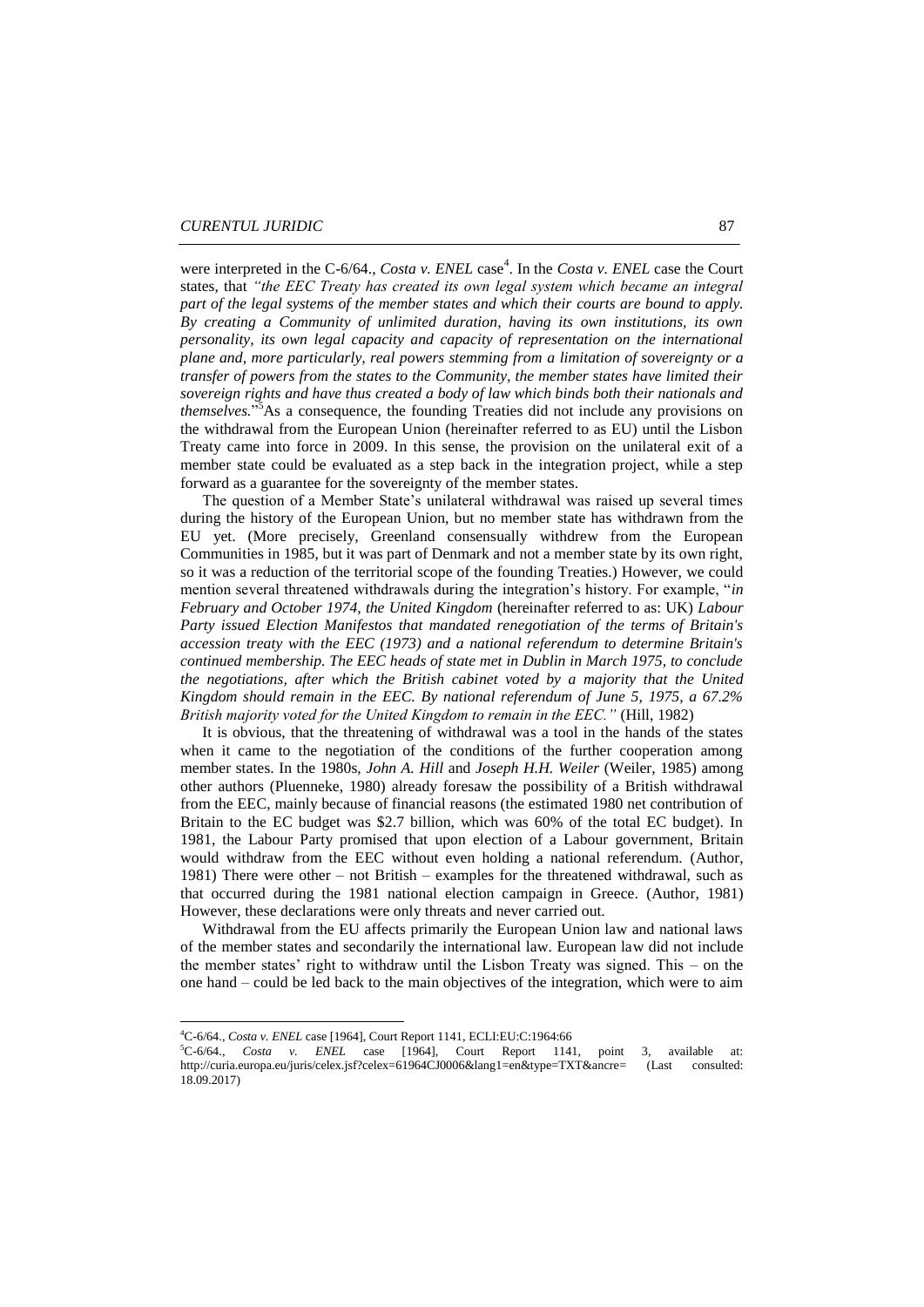were interpreted in the C-6/64., *Costa v. ENEL* case[4]. In the *Costa v. ENEL* case the Court states, that *"the EEC Treaty has created its own legal system which became an integral part of the legal systems of the member states and which their courts are bound to apply. By creating a Community of unlimited duration, having its own institutions, its own personality, its own legal capacity and capacity of representation on the international plane and, more particularly, real powers stemming from a limitation of sovereignty or a transfer of powers from the states to the Community, the member states have limited their sovereign rights and have thus created a body of law which binds both their nationals and themselves."*[5]As a consequence, the founding Treaties did not include any provisions on the withdrawal from the European Union (hereinafter referred to as EU) until the Lisbon Treaty came into force in 2009. In this sense, the provision on the unilateral exit of a member state could be evaluated as a step back in the integration project, while a step forward as a guarantee for the sovereignty of the member states.

The question of a Member State's unilateral withdrawal was raised up several times during the history of the European Union, but no member state has withdrawn from the EU yet. (More precisely, Greenland consensually withdrew from the European Communities in 1985, but it was part of Denmark and not a member state by its own right, so it was a reduction of the territorial scope of the founding Treaties.) However, we could mention several threatened withdrawals during the integration's history. For example, "*in February and October 1974, the United Kingdom* (hereinafter referred to as: UK) *Labour Party issued Election Manifestos that mandated renegotiation of the terms of Britain's accession treaty with the EEC (1973) and a national referendum to determine Britain's continued membership. The EEC heads of state met in Dublin in March 1975, to conclude the negotiations, after which the British cabinet voted by a majority that the United Kingdom should remain in the EEC. By national referendum of June 5, 1975, a 67.2% British majority voted for the United Kingdom to remain in the EEC."* (Hill, 1982)

It is obvious, that the threatening of withdrawal was a tool in the hands of the states when it came to the negotiation of the conditions of the further cooperation among member states. In the 1980s, *John A. Hill* and *Joseph H.H. Weiler* (Weiler, 1985) among other authors (Pluenneke, 1980) already foresaw the possibility of a British withdrawal from the EEC, mainly because of financial reasons (the estimated 1980 net contribution of Britain to the EC budget was $2.7 billion, which was 60% of the total EC budget). In 1981, the Labour Party promised that upon election of a Labour government, Britain would withdraw from the EEC without even holding a national referendum. (Author, 1981) There were other – not British – examples for the threatened withdrawal, such as that occurred during the 1981 national election campaign in Greece. (Author, 1981) However, these declarations were only threats and never carried out.

Withdrawal from the EU affects primarily the European Union law and national laws of the member states and secondarily the international law. European law did not include the member states' right to withdraw until the Lisbon Treaty was signed. This – on the one hand – could be led back to the main objectives of the integration, which were to aim

---

[4]C-6/64., *Costa v. ENEL* case [1964], Court Report 1141, ECLI:EU:C:1964:66

[5]C-6/64., *Costa v. ENEL* case [1964], Court Report 1141, point 3, available at: http://curia.europa.eu/juris/celex.jsf?celex=61964CJ0006&lang1=en&type=TXT&ancre= (Last consulted: 18.09.2017)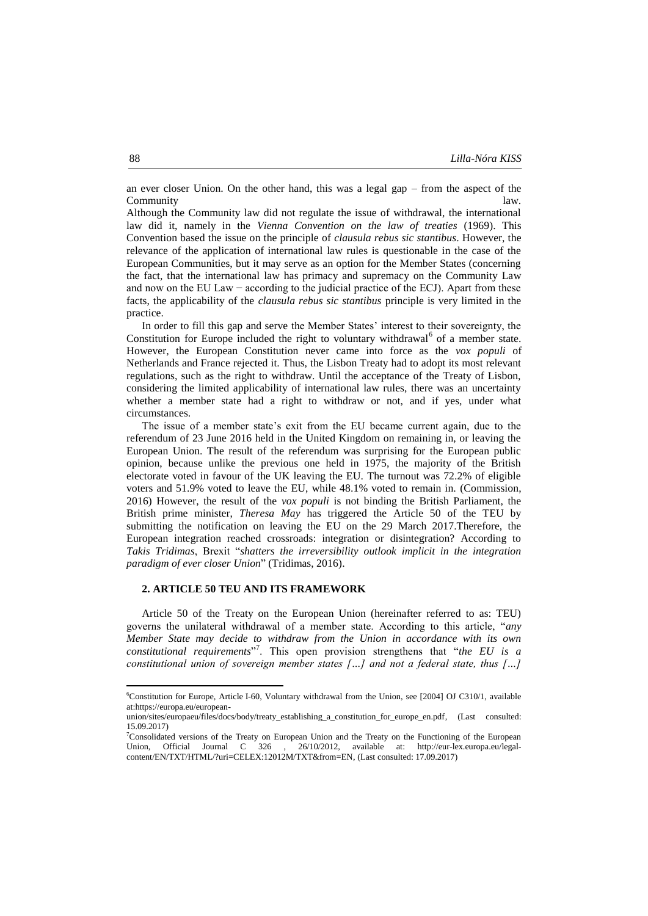an ever closer Union. On the other hand, this was a legal gap – from the aspect of the Community law.

Although the Community law did not regulate the issue of withdrawal, the international law did it, namely in the *Vienna Convention on the law of treaties* (1969). This Convention based the issue on the principle of *clausula rebus sic stantibus*. However, the relevance of the application of international law rules is questionable in the case of the European Communities, but it may serve as an option for the Member States (concerning the fact, that the international law has primacy and supremacy on the Community Law and now on the EU Law − according to the judicial practice of the ECJ). Apart from these facts, the applicability of the *clausula rebus sic stantibus* principle is very limited in the practice.

In order to fill this gap and serve the Member States' interest to their sovereignty, the Constitution for Europe included the right to voluntary withdrawal[6] of a member state. However, the European Constitution never came into force as the *vox populi* of Netherlands and France rejected it. Thus, the Lisbon Treaty had to adopt its most relevant regulations, such as the right to withdraw. Until the acceptance of the Treaty of Lisbon, considering the limited applicability of international law rules, there was an uncertainty whether a member state had a right to withdraw or not, and if yes, under what circumstances.

The issue of a member state's exit from the EU became current again, due to the referendum of 23 June 2016 held in the United Kingdom on remaining in, or leaving the European Union. The result of the referendum was surprising for the European public opinion, because unlike the previous one held in 1975, the majority of the British electorate voted in favour of the UK leaving the EU. The turnout was 72.2% of eligible voters and 51.9% voted to leave the EU, while 48.1% voted to remain in. (Commission, 2016) However, the result of the *vox populi* is not binding the British Parliament, the British prime minister, *Theresa May* has triggered the Article 50 of the TEU by submitting the notification on leaving the EU on the 29 March 2017.Therefore, the European integration reached crossroads: integration or disintegration? According to *Takis Tridimas*, Brexit "*shatters the irreversibility outlook implicit in the integration paradigm of ever closer Union*" (Tridimas, 2016).

## 2. ARTICLE 50 TEU AND ITS FRAMEWORK

Article 50 of the Treaty on the European Union (hereinafter referred to as: TEU) governs the unilateral withdrawal of a member state. According to this article, "*any Member State may decide to withdraw from the Union in accordance with its own constitutional requirements*"[7]. This open provision strengthens that "*the EU is a constitutional union of sovereign member states […] and not a federal state, thus […]*

---

[6] Constitution for Europe, Article I-60, Voluntary withdrawal from the Union, see [2004] OJ C310/1, available at:https://europa.eu/european-union/sites/europaeu/files/docs/body/treaty_establishing_a_constitution_for_europe_en.pdf, (Last consulted: 15.09.2017)

[7] Consolidated versions of the Treaty on European Union and the Treaty on the Functioning of the European Union, Official Journal C 326 , 26/10/2012, available at: http://eur-lex.europa.eu/legal-content/EN/TXT/HTML/?uri=CELEX:12012M/TXT&from=EN, (Last consulted: 17.09.2017)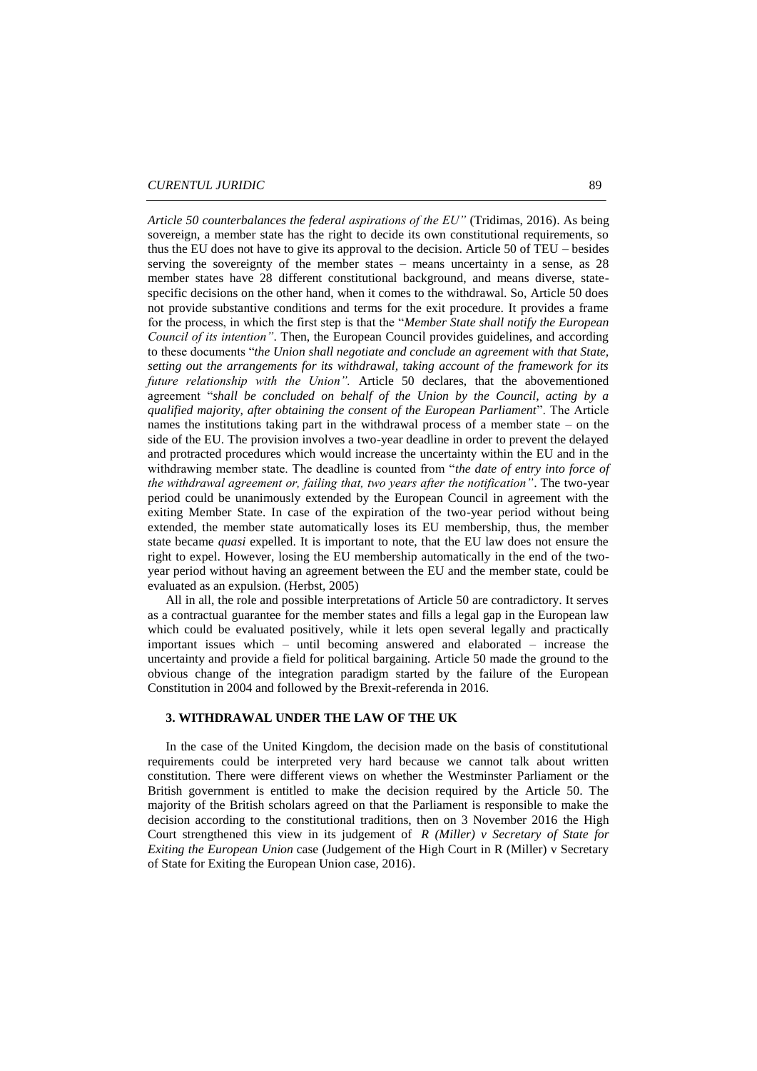*Article 50 counterbalances the federal aspirations of the EU"* (Tridimas, 2016). As being sovereign, a member state has the right to decide its own constitutional requirements, so thus the EU does not have to give its approval to the decision. Article 50 of TEU – besides serving the sovereignty of the member states – means uncertainty in a sense, as 28 member states have 28 different constitutional background, and means diverse, state-specific decisions on the other hand, when it comes to the withdrawal. So, Article 50 does not provide substantive conditions and terms for the exit procedure. It provides a frame for the process, in which the first step is that the "*Member State shall notify the European Council of its intention"*. Then, the European Council provides guidelines, and according to these documents "*the Union shall negotiate and conclude an agreement with that State, setting out the arrangements for its withdrawal, taking account of the framework for its future relationship with the Union".* Article 50 declares, that the abovementioned agreement "*shall be concluded on behalf of the Union by the Council, acting by a qualified majority, after obtaining the consent of the European Parliament*". The Article names the institutions taking part in the withdrawal process of a member state – on the side of the EU. The provision involves a two-year deadline in order to prevent the delayed and protracted procedures which would increase the uncertainty within the EU and in the withdrawing member state. The deadline is counted from "*the date of entry into force of the withdrawal agreement or, failing that, two years after the notification"*. The two-year period could be unanimously extended by the European Council in agreement with the exiting Member State. In case of the expiration of the two-year period without being extended, the member state automatically loses its EU membership, thus, the member state became *quasi* expelled. It is important to note, that the EU law does not ensure the right to expel. However, losing the EU membership automatically in the end of the two-year period without having an agreement between the EU and the member state, could be evaluated as an expulsion. (Herbst, 2005)

All in all, the role and possible interpretations of Article 50 are contradictory. It serves as a contractual guarantee for the member states and fills a legal gap in the European law which could be evaluated positively, while it lets open several legally and practically important issues which – until becoming answered and elaborated – increase the uncertainty and provide a field for political bargaining. Article 50 made the ground to the obvious change of the integration paradigm started by the failure of the European Constitution in 2004 and followed by the Brexit-referenda in 2016.

## 3. WITHDRAWAL UNDER THE LAW OF THE UK

In the case of the United Kingdom, the decision made on the basis of constitutional requirements could be interpreted very hard because we cannot talk about written constitution. There were different views on whether the Westminster Parliament or the British government is entitled to make the decision required by the Article 50. The majority of the British scholars agreed on that the Parliament is responsible to make the decision according to the constitutional traditions, then on 3 November 2016 the High Court strengthened this view in its judgement of *R (Miller) v Secretary of State for Exiting the European Union* case (Judgement of the High Court in R (Miller) v Secretary of State for Exiting the European Union case, 2016).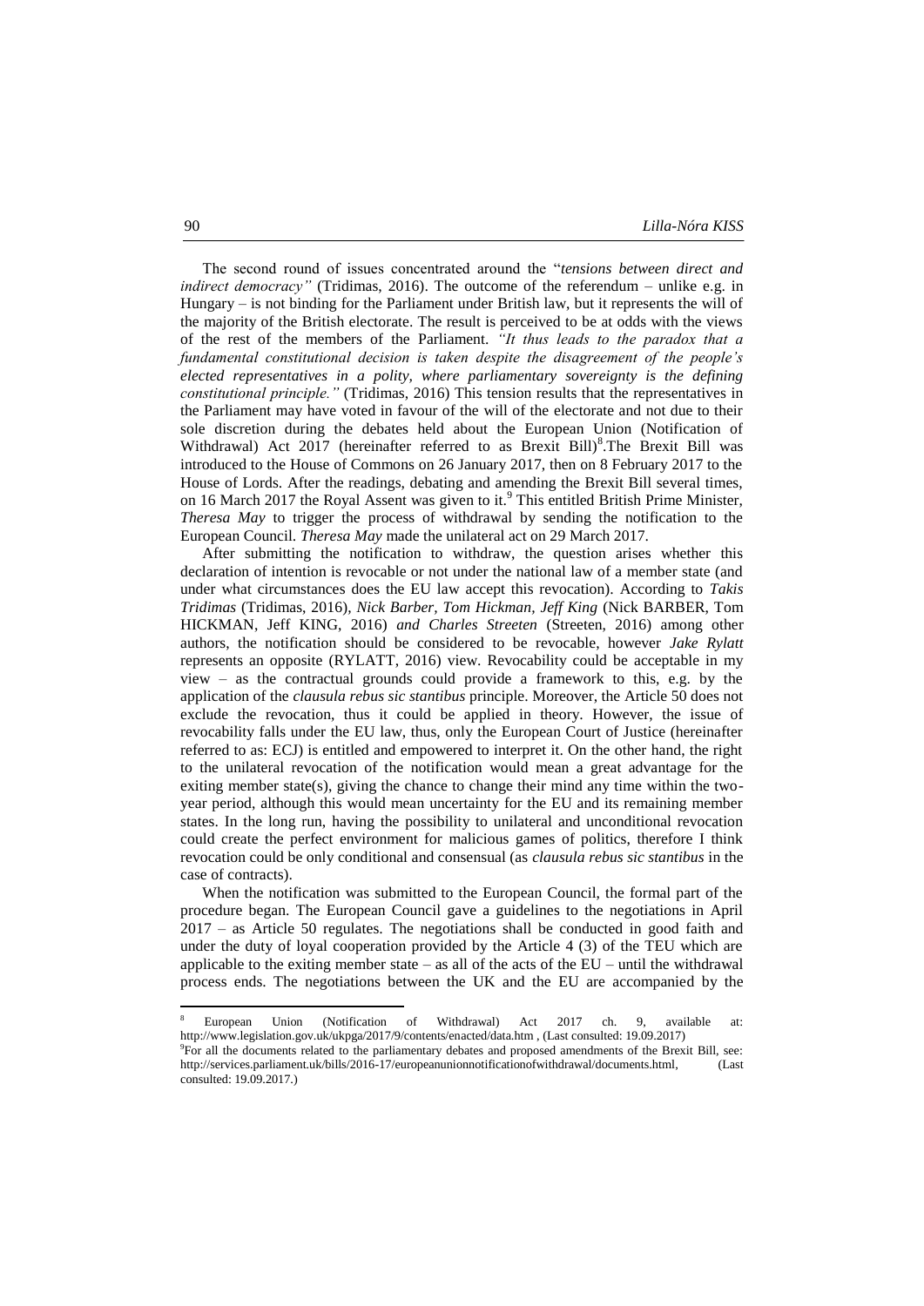The second round of issues concentrated around the "*tensions between direct and indirect democracy"* (Tridimas, 2016). The outcome of the referendum – unlike e.g. in Hungary – is not binding for the Parliament under British law, but it represents the will of the majority of the British electorate. The result is perceived to be at odds with the views of the rest of the members of the Parliament. *"It thus leads to the paradox that a fundamental constitutional decision is taken despite the disagreement of the people's elected representatives in a polity, where parliamentary sovereignty is the defining constitutional principle."* (Tridimas, 2016) This tension results that the representatives in the Parliament may have voted in favour of the will of the electorate and not due to their sole discretion during the debates held about the European Union (Notification of Withdrawal) Act 2017 (hereinafter referred to as Brexit Bill)[8].The Brexit Bill was introduced to the House of Commons on 26 January 2017, then on 8 February 2017 to the House of Lords. After the readings, debating and amending the Brexit Bill several times, on 16 March 2017 the Royal Assent was given to it.[9] This entitled British Prime Minister, *Theresa May* to trigger the process of withdrawal by sending the notification to the European Council. *Theresa May* made the unilateral act on 29 March 2017.

After submitting the notification to withdraw, the question arises whether this declaration of intention is revocable or not under the national law of a member state (and under what circumstances does the EU law accept this revocation). According to *Takis Tridimas* (Tridimas, 2016), *Nick Barber, Tom Hickman, Jeff King* (Nick BARBER, Tom HICKMAN, Jeff KING, 2016) *and Charles Streeten* (Streeten, 2016) among other authors, the notification should be considered to be revocable, however *Jake Rylatt* represents an opposite (RYLATT, 2016) view. Revocability could be acceptable in my view – as the contractual grounds could provide a framework to this, e.g. by the application of the *clausula rebus sic stantibus* principle. Moreover, the Article 50 does not exclude the revocation, thus it could be applied in theory. However, the issue of revocability falls under the EU law, thus, only the European Court of Justice (hereinafter referred to as: ECJ) is entitled and empowered to interpret it. On the other hand, the right to the unilateral revocation of the notification would mean a great advantage for the exiting member state(s), giving the chance to change their mind any time within the two-year period, although this would mean uncertainty for the EU and its remaining member states. In the long run, having the possibility to unilateral and unconditional revocation could create the perfect environment for malicious games of politics, therefore I think revocation could be only conditional and consensual (as *clausula rebus sic stantibus* in the case of contracts).

When the notification was submitted to the European Council, the formal part of the procedure began. The European Council gave a guidelines to the negotiations in April 2017 – as Article 50 regulates. The negotiations shall be conducted in good faith and under the duty of loyal cooperation provided by the Article 4 (3) of the TEU which are applicable to the exiting member state – as all of the acts of the EU – until the withdrawal process ends. The negotiations between the UK and the EU are accompanied by the

---

[8] European Union (Notification of Withdrawal) Act 2017 ch. 9, available at: http://www.legislation.gov.uk/ukpga/2017/9/contents/enacted/data.htm , (Last consulted: 19.09.2017)

[9] For all the documents related to the parliamentary debates and proposed amendments of the Brexit Bill, see: http://services.parliament.uk/bills/2016-17/europeanunionnotificationofwithdrawal/documents.html, (Last consulted: 19.09.2017.)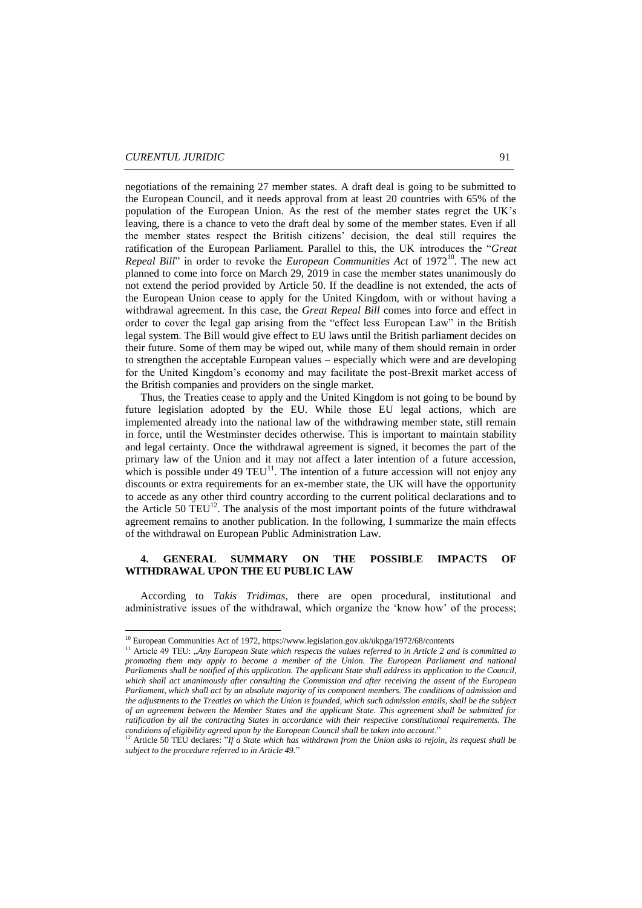negotiations of the remaining 27 member states. A draft deal is going to be submitted to the European Council, and it needs approval from at least 20 countries with 65% of the population of the European Union. As the rest of the member states regret the UK's leaving, there is a chance to veto the draft deal by some of the member states. Even if all the member states respect the British citizens' decision, the deal still requires the ratification of the European Parliament. Parallel to this, the UK introduces the "*Great Repeal Bill*" in order to revoke the *European Communities Act* of 1972[10]. The new act planned to come into force on March 29, 2019 in case the member states unanimously do not extend the period provided by Article 50. If the deadline is not extended, the acts of the European Union cease to apply for the United Kingdom, with or without having a withdrawal agreement. In this case, the *Great Repeal Bill* comes into force and effect in order to cover the legal gap arising from the "effect less European Law" in the British legal system. The Bill would give effect to EU laws until the British parliament decides on their future. Some of them may be wiped out, while many of them should remain in order to strengthen the acceptable European values – especially which were and are developing for the United Kingdom's economy and may facilitate the post-Brexit market access of the British companies and providers on the single market.

Thus, the Treaties cease to apply and the United Kingdom is not going to be bound by future legislation adopted by the EU. While those EU legal actions, which are implemented already into the national law of the withdrawing member state, still remain in force, until the Westminster decides otherwise. This is important to maintain stability and legal certainty. Once the withdrawal agreement is signed, it becomes the part of the primary law of the Union and it may not affect a later intention of a future accession, which is possible under 49 TEU[11]. The intention of a future accession will not enjoy any discounts or extra requirements for an ex-member state, the UK will have the opportunity to accede as any other third country according to the current political declarations and to the Article 50 TEU[12]. The analysis of the most important points of the future withdrawal agreement remains to another publication. In the following, I summarize the main effects of the withdrawal on European Public Administration Law.

## 4. GENERAL SUMMARY ON THE POSSIBLE IMPACTS OF WITHDRAWAL UPON THE EU PUBLIC LAW

According to *Takis Tridimas*, there are open procedural, institutional and administrative issues of the withdrawal, which organize the 'know how' of the process;

---

[10] European Communities Act of 1972, https://www.legislation.gov.uk/ukpga/1972/68/contents

[11] Article 49 TEU: „*Any European State which respects the values referred to in Article 2 and is committed to promoting them may apply to become a member of the Union. The European Parliament and national Parliaments shall be notified of this application. The applicant State shall address its application to the Council, which shall act unanimously after consulting the Commission and after receiving the assent of the European Parliament, which shall act by an absolute majority of its component members. The conditions of admission and the adjustments to the Treaties on which the Union is founded, which such admission entails, shall be the subject of an agreement between the Member States and the applicant State. This agreement shall be submitted for ratification by all the contracting States in accordance with their respective constitutional requirements. The conditions of eligibility agreed upon by the European Council shall be taken into account*."

[12] Article 50 TEU declares: "*If a State which has withdrawn from the Union asks to rejoin, its request shall be subject to the procedure referred to in Article 49.*"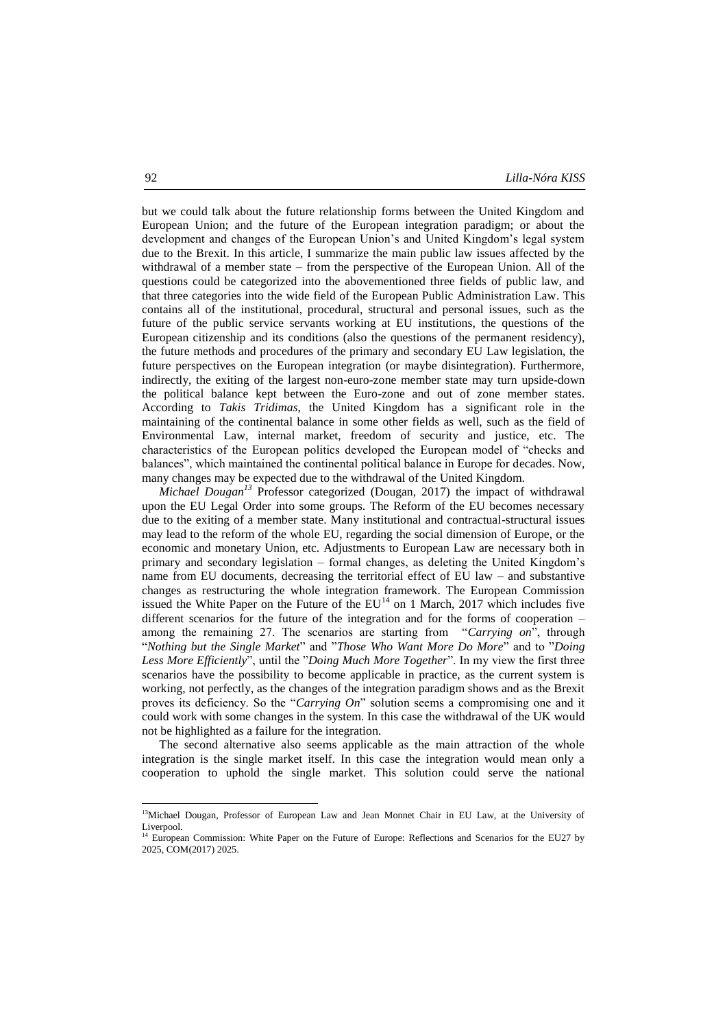but we could talk about the future relationship forms between the United Kingdom and European Union; and the future of the European integration paradigm; or about the development and changes of the European Union's and United Kingdom's legal system due to the Brexit. In this article, I summarize the main public law issues affected by the withdrawal of a member state – from the perspective of the European Union. All of the questions could be categorized into the abovementioned three fields of public law, and that three categories into the wide field of the European Public Administration Law. This contains all of the institutional, procedural, structural and personal issues, such as the future of the public service servants working at EU institutions, the questions of the European citizenship and its conditions (also the questions of the permanent residency), the future methods and procedures of the primary and secondary EU Law legislation, the future perspectives on the European integration (or maybe disintegration). Furthermore, indirectly, the exiting of the largest non-euro-zone member state may turn upside-down the political balance kept between the Euro-zone and out of zone member states. According to *Takis Tridimas*, the United Kingdom has a significant role in the maintaining of the continental balance in some other fields as well, such as the field of Environmental Law, internal market, freedom of security and justice, etc. The characteristics of the European politics developed the European model of "checks and balances", which maintained the continental political balance in Europe for decades. Now, many changes may be expected due to the withdrawal of the United Kingdom.

*Michael Dougan*[13] Professor categorized (Dougan, 2017) the impact of withdrawal upon the EU Legal Order into some groups. The Reform of the EU becomes necessary due to the exiting of a member state. Many institutional and contractual-structural issues may lead to the reform of the whole EU, regarding the social dimension of Europe, or the economic and monetary Union, etc. Adjustments to European Law are necessary both in primary and secondary legislation – formal changes, as deleting the United Kingdom's name from EU documents, decreasing the territorial effect of EU law – and substantive changes as restructuring the whole integration framework. The European Commission issued the White Paper on the Future of the EU[14] on 1 March, 2017 which includes five different scenarios for the future of the integration and for the forms of cooperation – among the remaining 27. The scenarios are starting from "*Carrying on*", through "*Nothing but the Single Market*" and "*Those Who Want More Do More*" and to "*Doing Less More Efficiently*", until the "*Doing Much More Together*". In my view the first three scenarios have the possibility to become applicable in practice, as the current system is working, not perfectly, as the changes of the integration paradigm shows and as the Brexit proves its deficiency. So the "*Carrying On*" solution seems a compromising one and it could work with some changes in the system. In this case the withdrawal of the UK would not be highlighted as a failure for the integration.

The second alternative also seems applicable as the main attraction of the whole integration is the single market itself. In this case the integration would mean only a cooperation to uphold the single market. This solution could serve the national

---

[13] Michael Dougan, Professor of European Law and Jean Monnet Chair in EU Law, at the University of Liverpool.

[14] European Commission: White Paper on the Future of Europe: Reflections and Scenarios for the EU27 by 2025, COM(2017) 2025.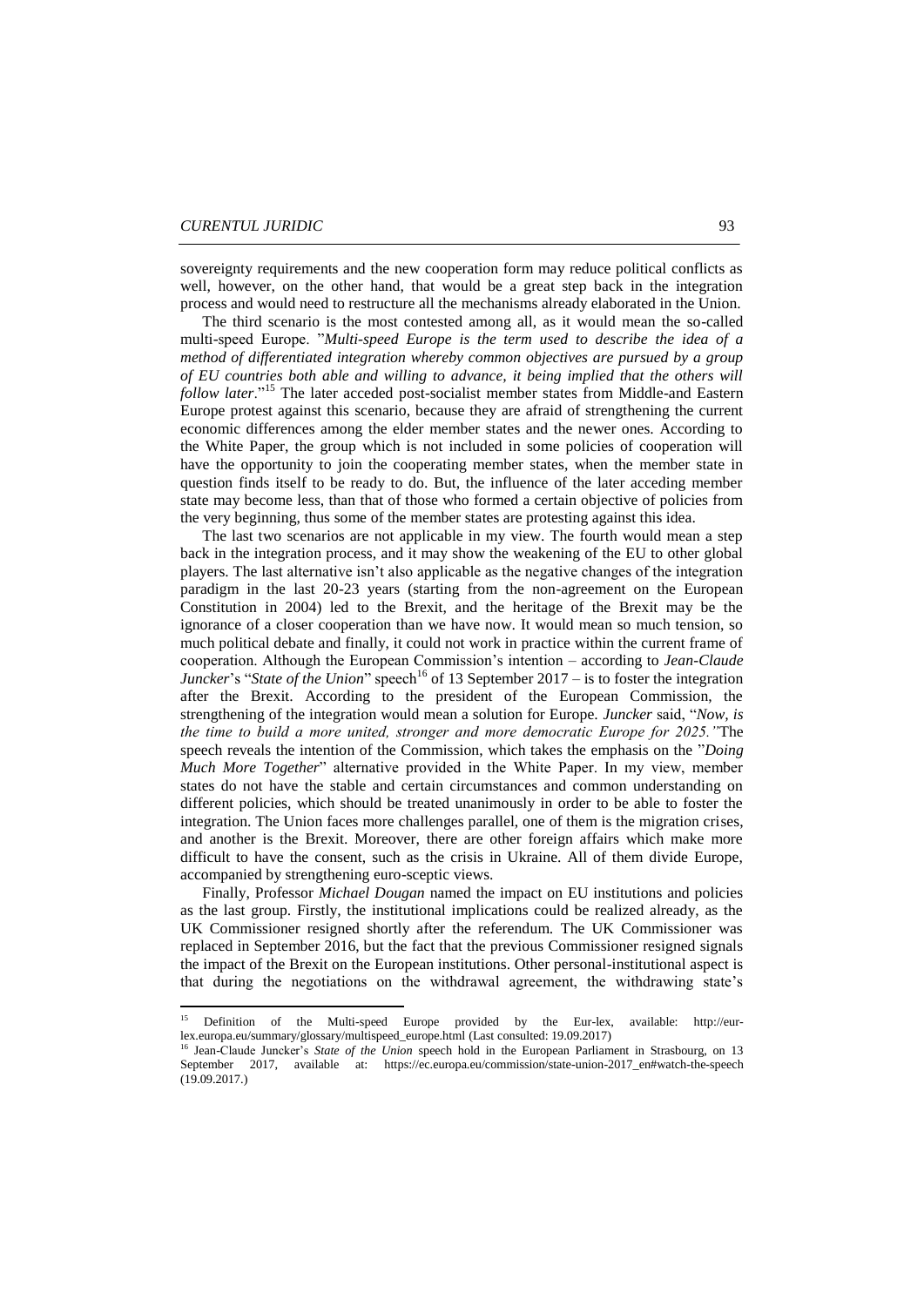sovereignty requirements and the new cooperation form may reduce political conflicts as well, however, on the other hand, that would be a great step back in the integration process and would need to restructure all the mechanisms already elaborated in the Union.

The third scenario is the most contested among all, as it would mean the so-called multi-speed Europe. "*Multi-speed Europe is the term used to describe the idea of a method of differentiated integration whereby common objectives are pursued by a group of EU countries both able and willing to advance, it being implied that the others will follow later*."[15] The later acceded post-socialist member states from Middle-and Eastern Europe protest against this scenario, because they are afraid of strengthening the current economic differences among the elder member states and the newer ones. According to the White Paper, the group which is not included in some policies of cooperation will have the opportunity to join the cooperating member states, when the member state in question finds itself to be ready to do. But, the influence of the later acceding member state may become less, than that of those who formed a certain objective of policies from the very beginning, thus some of the member states are protesting against this idea.

The last two scenarios are not applicable in my view. The fourth would mean a step back in the integration process, and it may show the weakening of the EU to other global players. The last alternative isn't also applicable as the negative changes of the integration paradigm in the last 20-23 years (starting from the non-agreement on the European Constitution in 2004) led to the Brexit, and the heritage of the Brexit may be the ignorance of a closer cooperation than we have now. It would mean so much tension, so much political debate and finally, it could not work in practice within the current frame of cooperation. Although the European Commission's intention – according to *Jean-Claude Juncker*'s "*State of the Union*" speech[16] of 13 September 2017 – is to foster the integration after the Brexit. According to the president of the European Commission, the strengthening of the integration would mean a solution for Europe. *Juncker* said, "*Now, is the time to build a more united, stronger and more democratic Europe for 2025.*"The speech reveals the intention of the Commission, which takes the emphasis on the "*Doing Much More Together*" alternative provided in the White Paper. In my view, member states do not have the stable and certain circumstances and common understanding on different policies, which should be treated unanimously in order to be able to foster the integration. The Union faces more challenges parallel, one of them is the migration crises, and another is the Brexit. Moreover, there are other foreign affairs which make more difficult to have the consent, such as the crisis in Ukraine. All of them divide Europe, accompanied by strengthening euro-sceptic views.

Finally, Professor *Michael Dougan* named the impact on EU institutions and policies as the last group. Firstly, the institutional implications could be realized already, as the UK Commissioner resigned shortly after the referendum. The UK Commissioner was replaced in September 2016, but the fact that the previous Commissioner resigned signals the impact of the Brexit on the European institutions. Other personal-institutional aspect is that during the negotiations on the withdrawal agreement, the withdrawing state's

---

[15] Definition of the Multi-speed Europe provided by the Eur-lex, available: http://eur-lex.europa.eu/summary/glossary/multispeed_europe.html (Last consulted: 19.09.2017)

[16] Jean-Claude Juncker's *State of the Union* speech hold in the European Parliament in Strasbourg, on 13 September 2017, available at: https://ec.europa.eu/commission/state-union-2017_en#watch-the-speech (19.09.2017.)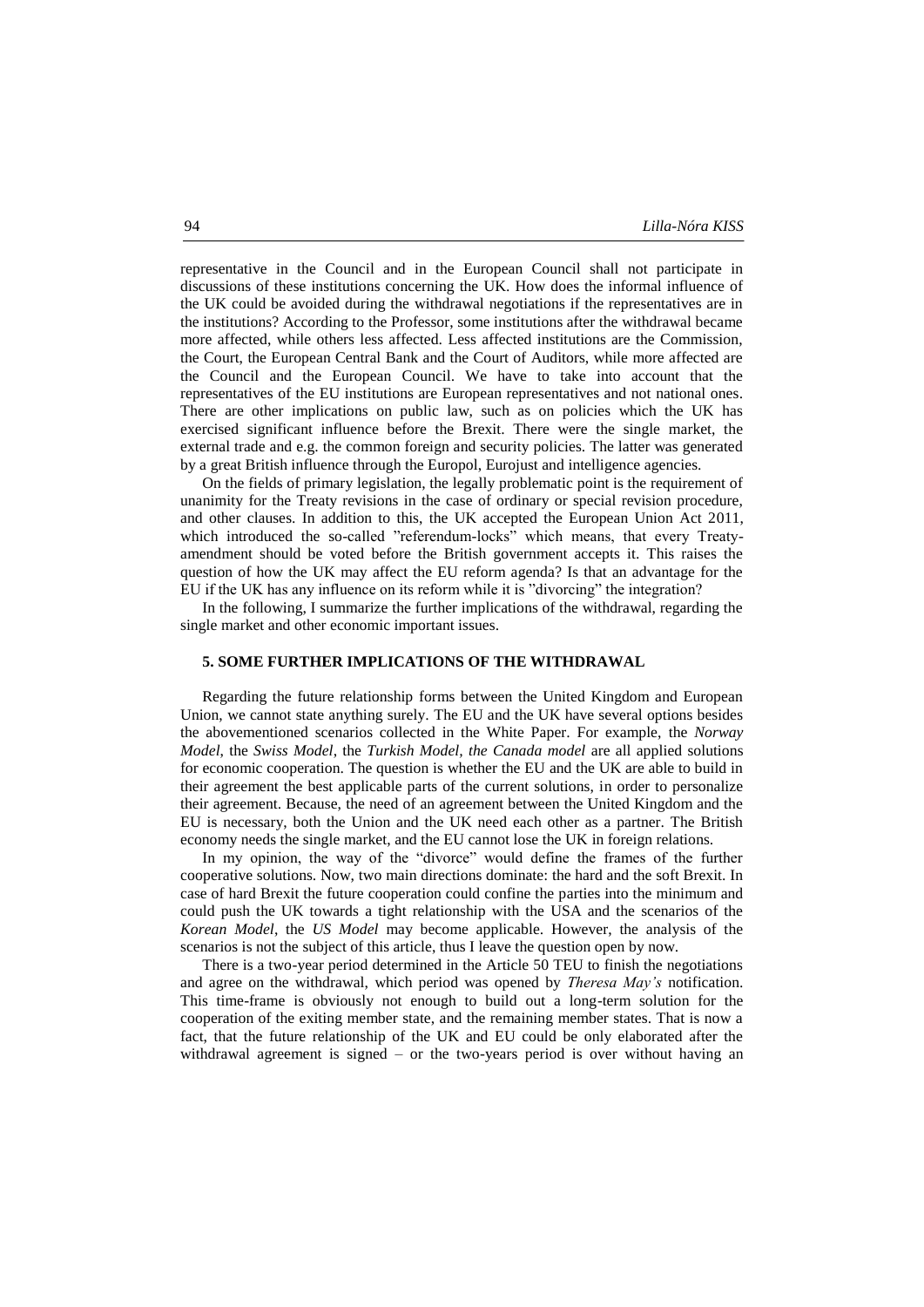representative in the Council and in the European Council shall not participate in discussions of these institutions concerning the UK. How does the informal influence of the UK could be avoided during the withdrawal negotiations if the representatives are in the institutions? According to the Professor, some institutions after the withdrawal became more affected, while others less affected. Less affected institutions are the Commission, the Court, the European Central Bank and the Court of Auditors, while more affected are the Council and the European Council. We have to take into account that the representatives of the EU institutions are European representatives and not national ones. There are other implications on public law, such as on policies which the UK has exercised significant influence before the Brexit. There were the single market, the external trade and e.g. the common foreign and security policies. The latter was generated by a great British influence through the Europol, Eurojust and intelligence agencies.

On the fields of primary legislation, the legally problematic point is the requirement of unanimity for the Treaty revisions in the case of ordinary or special revision procedure, and other clauses. In addition to this, the UK accepted the European Union Act 2011, which introduced the so-called "referendum-locks" which means, that every Treaty-amendment should be voted before the British government accepts it. This raises the question of how the UK may affect the EU reform agenda? Is that an advantage for the EU if the UK has any influence on its reform while it is "divorcing" the integration?

In the following, I summarize the further implications of the withdrawal, regarding the single market and other economic important issues.

## 5. SOME FURTHER IMPLICATIONS OF THE WITHDRAWAL

Regarding the future relationship forms between the United Kingdom and European Union, we cannot state anything surely. The EU and the UK have several options besides the abovementioned scenarios collected in the White Paper. For example, the *Norway Model*, the *Swiss Model*, the *Turkish Model*, *the Canada model* are all applied solutions for economic cooperation. The question is whether the EU and the UK are able to build in their agreement the best applicable parts of the current solutions, in order to personalize their agreement. Because, the need of an agreement between the United Kingdom and the EU is necessary, both the Union and the UK need each other as a partner. The British economy needs the single market, and the EU cannot lose the UK in foreign relations.

In my opinion, the way of the "divorce" would define the frames of the further cooperative solutions. Now, two main directions dominate: the hard and the soft Brexit. In case of hard Brexit the future cooperation could confine the parties into the minimum and could push the UK towards a tight relationship with the USA and the scenarios of the *Korean Model*, the *US Model* may become applicable. However, the analysis of the scenarios is not the subject of this article, thus I leave the question open by now.

There is a two-year period determined in the Article 50 TEU to finish the negotiations and agree on the withdrawal, which period was opened by *Theresa May's* notification. This time-frame is obviously not enough to build out a long-term solution for the cooperation of the exiting member state, and the remaining member states. That is now a fact, that the future relationship of the UK and EU could be only elaborated after the withdrawal agreement is signed – or the two-years period is over without having an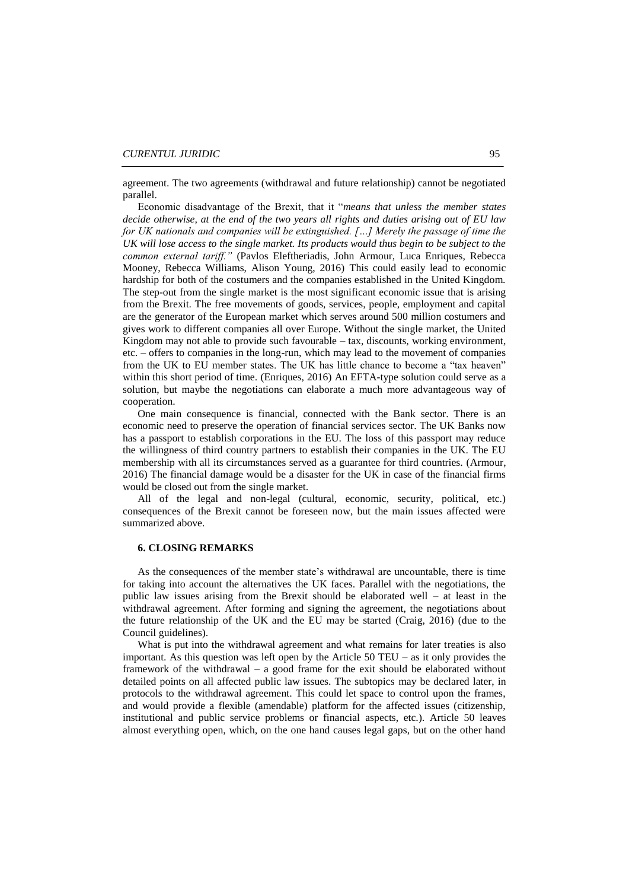agreement. The two agreements (withdrawal and future relationship) cannot be negotiated parallel.

Economic disadvantage of the Brexit, that it "*means that unless the member states decide otherwise, at the end of the two years all rights and duties arising out of EU law for UK nationals and companies will be extinguished. […] Merely the passage of time the UK will lose access to the single market. Its products would thus begin to be subject to the common external tariff.*" (Pavlos Eleftheriadis, John Armour, Luca Enriques, Rebecca Mooney, Rebecca Williams, Alison Young, 2016) This could easily lead to economic hardship for both of the costumers and the companies established in the United Kingdom. The step-out from the single market is the most significant economic issue that is arising from the Brexit. The free movements of goods, services, people, employment and capital are the generator of the European market which serves around 500 million costumers and gives work to different companies all over Europe. Without the single market, the United Kingdom may not able to provide such favourable – tax, discounts, working environment, etc. – offers to companies in the long-run, which may lead to the movement of companies from the UK to EU member states. The UK has little chance to become a "tax heaven" within this short period of time. (Enriques, 2016) An EFTA-type solution could serve as a solution, but maybe the negotiations can elaborate a much more advantageous way of cooperation.

One main consequence is financial, connected with the Bank sector. There is an economic need to preserve the operation of financial services sector. The UK Banks now has a passport to establish corporations in the EU. The loss of this passport may reduce the willingness of third country partners to establish their companies in the UK. The EU membership with all its circumstances served as a guarantee for third countries. (Armour, 2016) The financial damage would be a disaster for the UK in case of the financial firms would be closed out from the single market.

All of the legal and non-legal (cultural, economic, security, political, etc.) consequences of the Brexit cannot be foreseen now, but the main issues affected were summarized above.

## 6. CLOSING REMARKS

As the consequences of the member state's withdrawal are uncountable, there is time for taking into account the alternatives the UK faces. Parallel with the negotiations, the public law issues arising from the Brexit should be elaborated well – at least in the withdrawal agreement. After forming and signing the agreement, the negotiations about the future relationship of the UK and the EU may be started (Craig, 2016) (due to the Council guidelines).

What is put into the withdrawal agreement and what remains for later treaties is also important. As this question was left open by the Article 50 TEU – as it only provides the framework of the withdrawal – a good frame for the exit should be elaborated without detailed points on all affected public law issues. The subtopics may be declared later, in protocols to the withdrawal agreement. This could let space to control upon the frames, and would provide a flexible (amendable) platform for the affected issues (citizenship, institutional and public service problems or financial aspects, etc.). Article 50 leaves almost everything open, which, on the one hand causes legal gaps, but on the other hand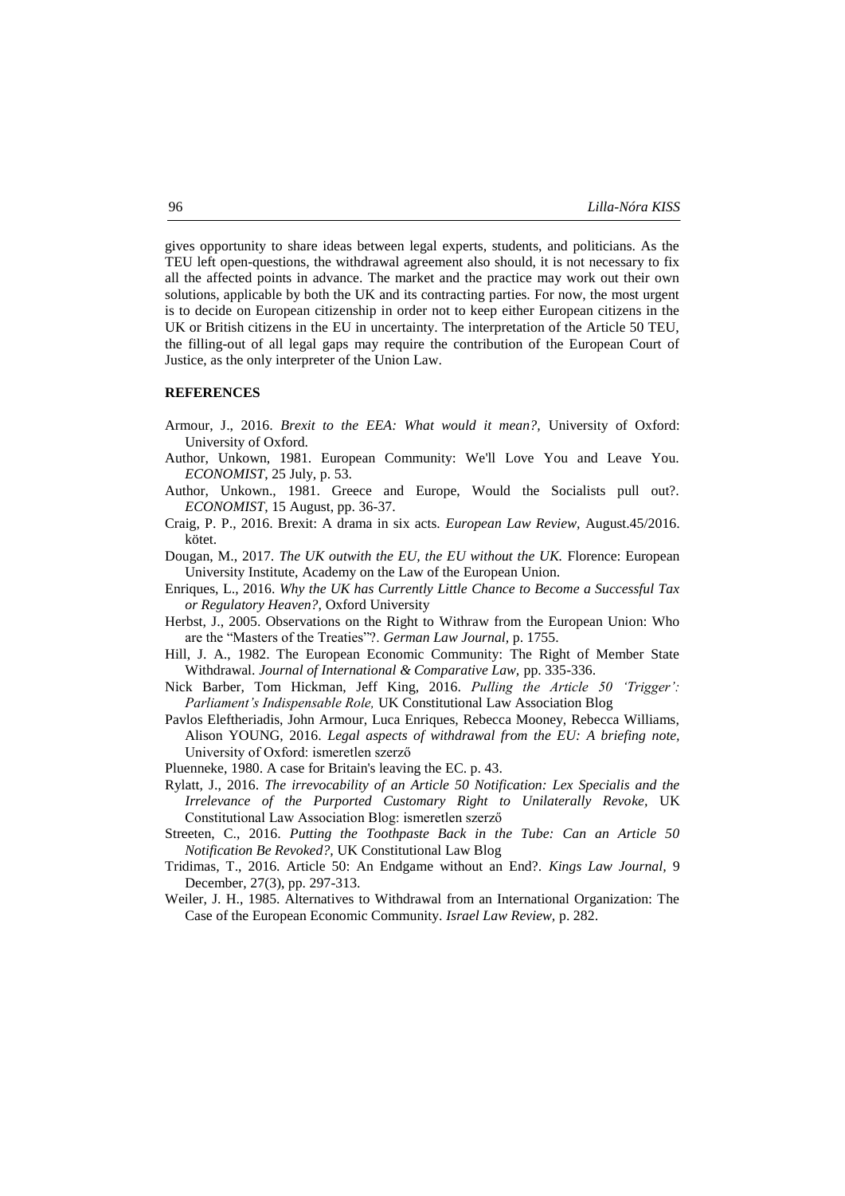gives opportunity to share ideas between legal experts, students, and politicians. As the TEU left open-questions, the withdrawal agreement also should, it is not necessary to fix all the affected points in advance. The market and the practice may work out their own solutions, applicable by both the UK and its contracting parties. For now, the most urgent is to decide on European citizenship in order not to keep either European citizens in the UK or British citizens in the EU in uncertainty. The interpretation of the Article 50 TEU, the filling-out of all legal gaps may require the contribution of the European Court of Justice, as the only interpreter of the Union Law.

## REFERENCES

Armour, J., 2016. *Brexit to the EEA: What would it mean?,* University of Oxford: University of Oxford.

Author, Unkown, 1981. European Community: We'll Love You and Leave You. *ECONOMIST*, 25 July, p. 53.

Author, Unkown., 1981. Greece and Europe, Would the Socialists pull out?. *ECONOMIST*, 15 August, pp. 36-37.

Craig, P. P., 2016. Brexit: A drama in six acts. *European Law Review,* August.45/2016. kötet.

Dougan, M., 2017. *The UK outwith the EU, the EU without the UK.* Florence: European University Institute, Academy on the Law of the European Union.

Enriques, L., 2016. *Why the UK has Currently Little Chance to Become a Successful Tax or Regulatory Heaven?,* Oxford University

Herbst, J., 2005. Observations on the Right to Withraw from the European Union: Who are the "Masters of the Treaties"?. *German Law Journal,* p. 1755.

Hill, J. A., 1982. The European Economic Community: The Right of Member State Withdrawal. *Journal of International & Comparative Law,* pp. 335-336.

Nick Barber, Tom Hickman, Jeff King, 2016. *Pulling the Article 50 'Trigger': Parliament's Indispensable Role,* UK Constitutional Law Association Blog

Pavlos Eleftheriadis, John Armour, Luca Enriques, Rebecca Mooney, Rebecca Williams, Alison YOUNG, 2016. *Legal aspects of withdrawal from the EU: A briefing note,* University of Oxford: ismeretlen szerző

Pluenneke, 1980. A case for Britain's leaving the EC. p. 43.

Rylatt, J., 2016. *The irrevocability of an Article 50 Notification: Lex Specialis and the Irrelevance of the Purported Customary Right to Unilaterally Revoke,* UK Constitutional Law Association Blog: ismeretlen szerző

Streeten, C., 2016. *Putting the Toothpaste Back in the Tube: Can an Article 50 Notification Be Revoked?,* UK Constitutional Law Blog

Tridimas, T., 2016. Article 50: An Endgame without an End?. *Kings Law Journal,* 9 December, 27(3), pp. 297-313.

Weiler, J. H., 1985. Alternatives to Withdrawal from an International Organization: The Case of the European Economic Community. *Israel Law Review,* p. 282.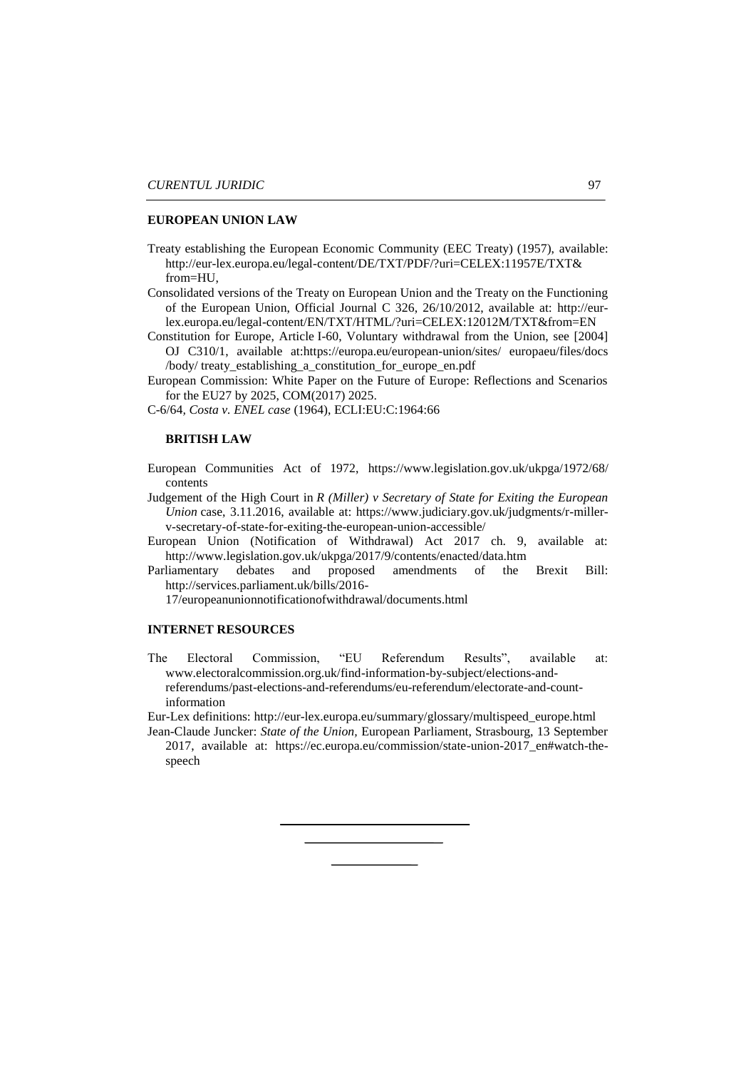## EUROPEAN UNION LAW

Treaty establishing the European Economic Community (EEC Treaty) (1957), available: http://eur-lex.europa.eu/legal-content/DE/TXT/PDF/?uri=CELEX:11957E/TXT&from=HU,

Consolidated versions of the Treaty on European Union and the Treaty on the Functioning of the European Union, Official Journal C 326, 26/10/2012, available at: http://eur-lex.europa.eu/legal-content/EN/TXT/HTML/?uri=CELEX:12012M/TXT&from=EN

Constitution for Europe, Article I-60, Voluntary withdrawal from the Union, see [2004] OJ C310/1, available at:https://europa.eu/european-union/sites/ europaeu/files/docs /body/ treaty_establishing_a_constitution_for_europe_en.pdf

European Commission: White Paper on the Future of Europe: Reflections and Scenarios for the EU27 by 2025, COM(2017) 2025.

C-6/64, *Costa v. ENEL case* (1964), ECLI:EU:C:1964:66

## BRITISH LAW

European Communities Act of 1972, https://www.legislation.gov.uk/ukpga/1972/68/contents

Judgement of the High Court in *R (Miller) v Secretary of State for Exiting the European Union* case, 3.11.2016, available at: https://www.judiciary.gov.uk/judgments/r-miller-v-secretary-of-state-for-exiting-the-european-union-accessible/

European Union (Notification of Withdrawal) Act 2017 ch. 9, available at: http://www.legislation.gov.uk/ukpga/2017/9/contents/enacted/data.htm

Parliamentary debates and proposed amendments of the Brexit Bill: http://services.parliament.uk/bills/2016-17/europeanunionnotificationofwithdrawal/documents.html

## INTERNET RESOURCES

The Electoral Commission, "EU Referendum Results", available at: www.electoralcommission.org.uk/find-information-by-subject/elections-and-referendums/past-elections-and-referendums/eu-referendum/electorate-and-count-information

Eur-Lex definitions: http://eur-lex.europa.eu/summary/glossary/multispeed_europe.html

Jean-Claude Juncker: *State of the Union*, European Parliament, Strasbourg, 13 September 2017, available at: https://ec.europa.eu/commission/state-union-2017_en#watch-the-speech